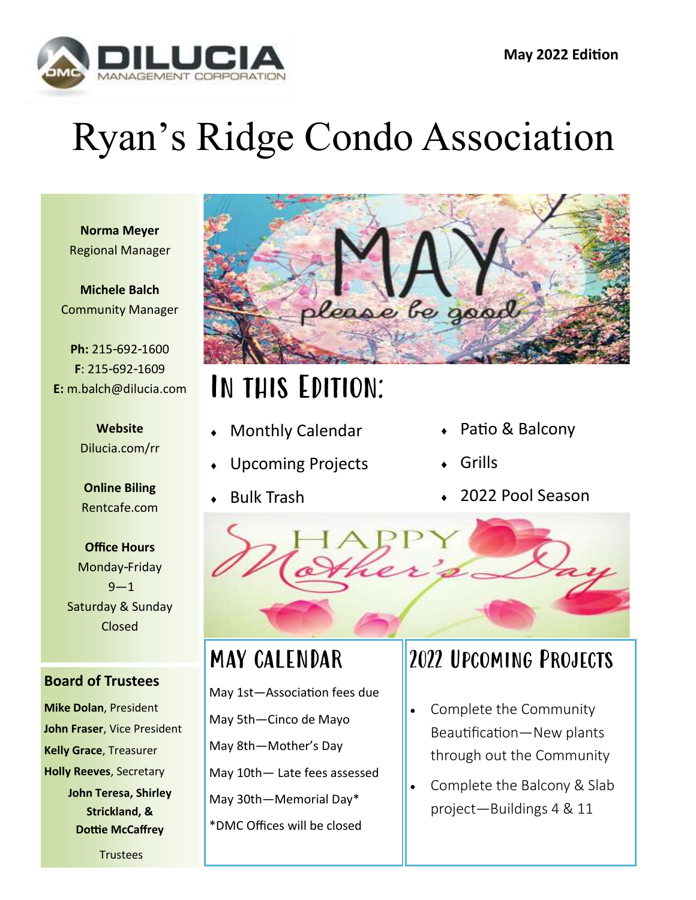**May 2022 Edition**

# Ryan's Ridge Condo Association

**Norma Meyer**
Regional Manager

**Michele Balch**
Community Manager

**Ph:** 215-692-1600
**F**: 215-692-1609
**E:** m.balch@dilucia.com

**Website**
Dilucia.com/rr

**Online Biling**
Rentcafe.com

**Office Hours**
Monday-Friday
9—1
Saturday & Sunday
Closed

### Board of Trustees

**Mike Dolan**, President
**John Fraser**, Vice President
**Kelly Grace**, Treasurer
**Holly Reeves**, Secretary
**John Teresa, Shirley Strickland, & Dottie McCaffrey**
Trustees

## In this Edition:

- Monthly Calendar
- Upcoming Projects
- Bulk Trash
- Patio & Balcony
- Grills
- 2022 Pool Season

## May Calendar

May 1st—Association fees due

May 5th—Cinco de Mayo

May 8th—Mother's Day

May 10th— Late fees assessed

May 30th—Memorial Day*

*DMC Offices will be closed

## 2022 Upcoming Projects

- Complete the Community Beautification—New plants through out the Community
- Complete the Balcony & Slab project—Buildings 4 & 11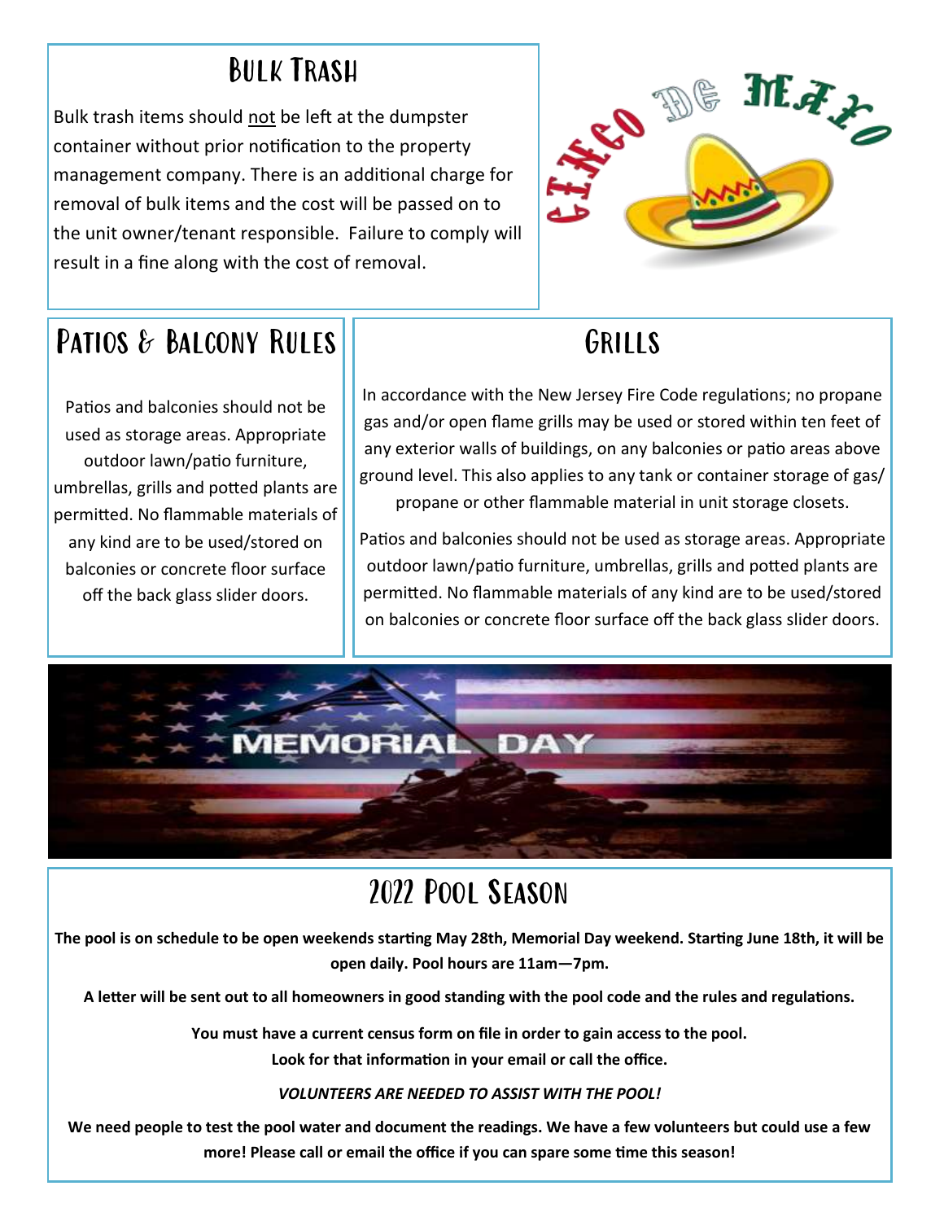## Bulk Trash

Bulk trash items should not be left at the dumpster container without prior notification to the property management company. There is an additional charge for removal of bulk items and the cost will be passed on to the unit owner/tenant responsible. Failure to comply will result in a fine along with the cost of removal.

## Patios & Balcony Rules

Patios and balconies should not be used as storage areas. Appropriate outdoor lawn/patio furniture, umbrellas, grills and potted plants are permitted. No flammable materials of any kind are to be used/stored on balconies or concrete floor surface off the back glass slider doors.

## Grills

In accordance with the New Jersey Fire Code regulations; no propane gas and/or open flame grills may be used or stored within ten feet of any exterior walls of buildings, on any balconies or patio areas above ground level. This also applies to any tank or container storage of gas/ propane or other flammable material in unit storage closets.

Patios and balconies should not be used as storage areas. Appropriate outdoor lawn/patio furniture, umbrellas, grills and potted plants are permitted. No flammable materials of any kind are to be used/stored on balconies or concrete floor surface off the back glass slider doors.

## 2022 Pool Season

**The pool is on schedule to be open weekends starting May 28th, Memorial Day weekend. Starting June 18th, it will be open daily. Pool hours are 11am—7pm.**

**A letter will be sent out to all homeowners in good standing with the pool code and the rules and regulations.**

**You must have a current census form on file in order to gain access to the pool.**
**Look for that information in your email or call the office.**

***VOLUNTEERS ARE NEEDED TO ASSIST WITH THE POOL!***

**We need people to test the pool water and document the readings. We have a few volunteers but could use a few more! Please call or email the office if you can spare some time this season!**